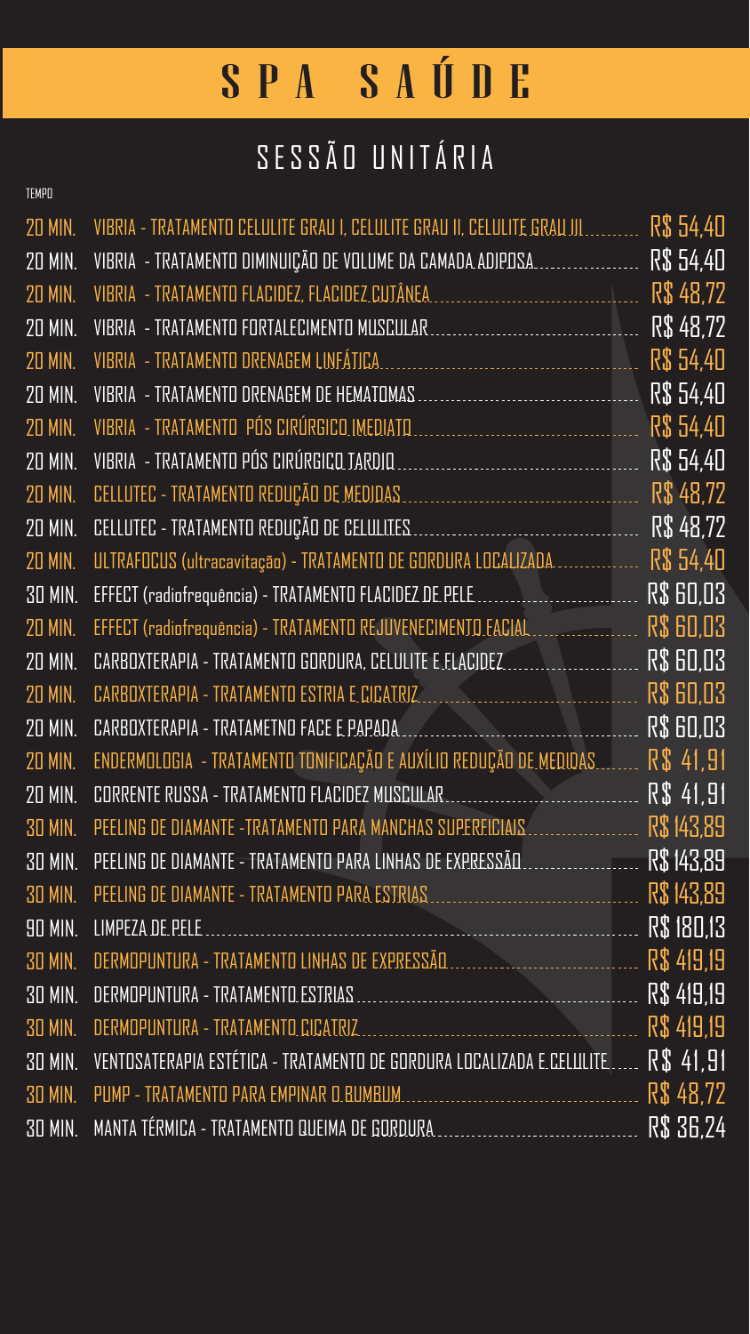# SPA SAÚDE

## SESSÃO UNITÁRIA

| TEMPO | | |
|---|---|---|
| 20 MIN. | VIBRIA - TRATAMENTO CELULITE GRAU I, CELULITE GRAU II, CELULITE GRAU III | R$ 54,40 |
| 20 MIN. | VIBRIA - TRATAMENTO DIMINUIÇÃO DE VOLUME DA CAMADA ADIPOSA | R$ 54,40 |
| 20 MIN. | VIBRIA - TRATAMENTO FLACIDEZ, FLACIDEZ CUTÂNEA | R$ 48,72 |
| 20 MIN. | VIBRIA - TRATAMENTO FORTALECIMENTO MUSCULAR | R$ 48,72 |
| 20 MIN. | VIBRIA - TRATAMENTO DRENAGEM LINFÁTICA | R$ 54,40 |
| 20 MIN. | VIBRIA - TRATAMENTO DRENAGEM DE HEMATOMAS | R$ 54,40 |
| 20 MIN. | VIBRIA - TRATAMENTO PÓS CIRÚRGICO IMEDIATO | R$ 54,40 |
| 20 MIN. | VIBRIA - TRATAMENTO PÓS CIRÚRGICO TARDIO | R$ 54,40 |
| 20 MIN. | CELLUTEC - TRATAMENTO REDUÇÃO DE MEDIDAS | R$ 48,72 |
| 20 MIN. | CELLUTEC - TRATAMENTO REDUÇÃO DE CELULITES | R$ 48,72 |
| 20 MIN. | ULTRAFOCUS (ultracavitação) - TRATAMENTO DE GORDURA LOCALIZADA | R$ 54,40 |
| 30 MIN. | EFFECT (radiofrequência) - TRATAMENTO FLACIDEZ DE PELE | R$ 60,03 |
| 20 MIN. | EFFECT (radiofrequência) - TRATAMENTO REJUVENECIMENTO FACIAL | R$ 60,03 |
| 20 MIN. | CARBOXTERAPIA - TRATAMENTO GORDURA, CELULITE E FLACIDEZ | R$ 60,03 |
| 20 MIN. | CARBOXTERAPIA - TRATAMENTO ESTRIA E CICATRIZ | R$ 60,03 |
| 20 MIN. | CARBOXTERAPIA - TRATAMETNO FACE E PAPADA | R$ 60,03 |
| 20 MIN. | ENDERMOLOGIA - TRATAMENTO TONIFICAÇÃO E AUXÍLIO REDUÇÃO DE MEDIDAS | R$ 41,91 |
| 20 MIN. | CORRENTE RUSSA - TRATAMENTO FLACIDEZ MUSCULAR | R$ 41,91 |
| 30 MIN. | PEELING DE DIAMANTE -TRATAMENTO PARA MANCHAS SUPERFICIAIS | R$ 143,89 |
| 30 MIN. | PEELING DE DIAMANTE - TRATAMENTO PARA LINHAS DE EXPRESSÃO | R$ 143,89 |
| 30 MIN. | PEELING DE DIAMANTE - TRATAMENTO PARA ESTRIAS | R$ 143,89 |
| 90 MIN. | LIMPEZA DE PELE | R$ 180,13 |
| 30 MIN. | DERMOPUNTURA - TRATAMENTO LINHAS DE EXPRESSÃO | R$ 419,19 |
| 30 MIN. | DERMOPUNTURA - TRATAMENTO ESTRIAS | R$ 419,19 |
| 30 MIN. | DERMOPUNTURA - TRATAMENTO CICATRIZ | R$ 419,19 |
| 30 MIN. | VENTOSATERAPIA ESTÉTICA - TRATAMENTO DE GORDURA LOCALIZADA E CELULITE | R$ 41,91 |
| 30 MIN. | PUMP - TRATAMENTO PARA EMPINAR O BUMBUM | R$ 48,72 |
| 30 MIN. | MANTA TÉRMICA - TRATAMENTO QUEIMA DE GORDURA | R$ 36,24 |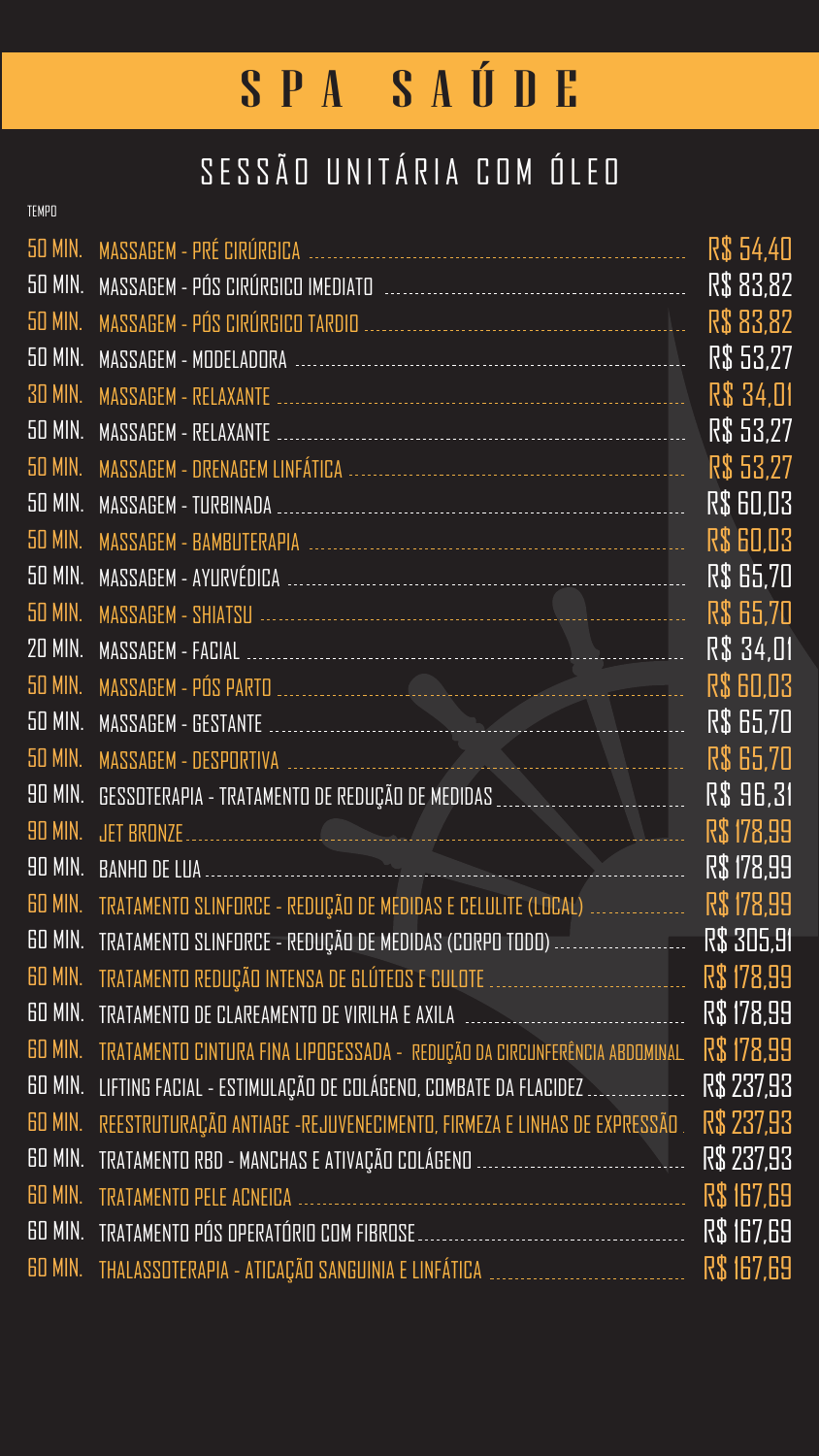# SPA SAÚDE

## SESSÃO UNITÁRIA COM ÓLEO

| TEMPO | | |
|---|---|---|
| 50 MIN. | MASSAGEM - PRÉ CIRÚRGICA | R$ 54,40 |
| 50 MIN. | MASSAGEM - PÓS CIRÚRGICO IMEDIATO | R$ 83,82 |
| 50 MIN. | MASSAGEM - PÓS CIRÚRGICO TARDIO | R$ 83,82 |
| 50 MIN. | MASSAGEM - MODELADORA | R$ 53,27 |
| 30 MIN. | MASSAGEM - RELAXANTE | R$ 34,01 |
| 50 MIN. | MASSAGEM - RELAXANTE | R$ 53,27 |
| 50 MIN. | MASSAGEM - DRENAGEM LINFÁTICA | R$ 53,27 |
| 50 MIN. | MASSAGEM - TURBINADA | R$ 60,03 |
| 50 MIN. | MASSAGEM - BAMBUTERAPIA | R$ 60,03 |
| 50 MIN. | MASSAGEM - AYURVÉDICA | R$ 65,70 |
| 50 MIN. | MASSAGEM - SHIATSU | R$ 65,70 |
| 20 MIN. | MASSAGEM - FACIAL | R$ 34,01 |
| 50 MIN. | MASSAGEM - PÓS PARTO | R$ 60,03 |
| 50 MIN. | MASSAGEM - GESTANTE | R$ 65,70 |
| 50 MIN. | MASSAGEM - DESPORTIVA | R$ 65,70 |
| 90 MIN. | GESSOTERAPIA - TRATAMENTO DE REDUÇÃO DE MEDIDAS | R$ 96,31 |
| 90 MIN. | JET BRONZE | R$ 178,99 |
| 90 MIN. | BANHO DE LUA | R$ 178,99 |
| 60 MIN. | TRATAMENTO SLINFORCE - REDUÇÃO DE MEDIDAS E CELULITE (LOCAL) | R$ 178,99 |
| 60 MIN. | TRATAMENTO SLINFORCE - REDUÇÃO DE MEDIDAS (CORPO TODO) | R$ 305,91 |
| 60 MIN. | TRATAMENTO REDUÇÃO INTENSA DE GLÚTEOS E CULOTE | R$ 178,99 |
| 60 MIN. | TRATAMENTO DE CLAREAMENTO DE VIRILHA E AXILA | R$ 178,99 |
| 60 MIN. | TRATAMENTO CINTURA FINA LIPOGESSADA - REDUÇÃO DA CIRCUNFERÊNCIA ABDOMINAL | R$ 178,99 |
| 60 MIN. | LIFTING FACIAL - ESTIMULAÇÃO DE COLÁGENO, COMBATE DA FLACIDEZ | R$ 237,93 |
| 60 MIN. | REESTRUTURAÇÃO ANTIAGE -REJUVENECIMENTO, FIRMEZA E LINHAS DE EXPRESSÃO | R$ 237,93 |
| 60 MIN. | TRATAMENTO RBD - MANCHAS E ATIVAÇÃO COLÁGENO | R$ 237,93 |
| 60 MIN. | TRATAMENTO PELE ACNEICA | R$ 167,69 |
| 60 MIN. | TRATAMENTO PÓS OPERATÓRIO COM FIBROSE | R$ 167,69 |
| 60 MIN. | THALASSOTERAPIA - ATICAÇÃO SANGUINIA E LINFÁTICA | R$ 167,69 |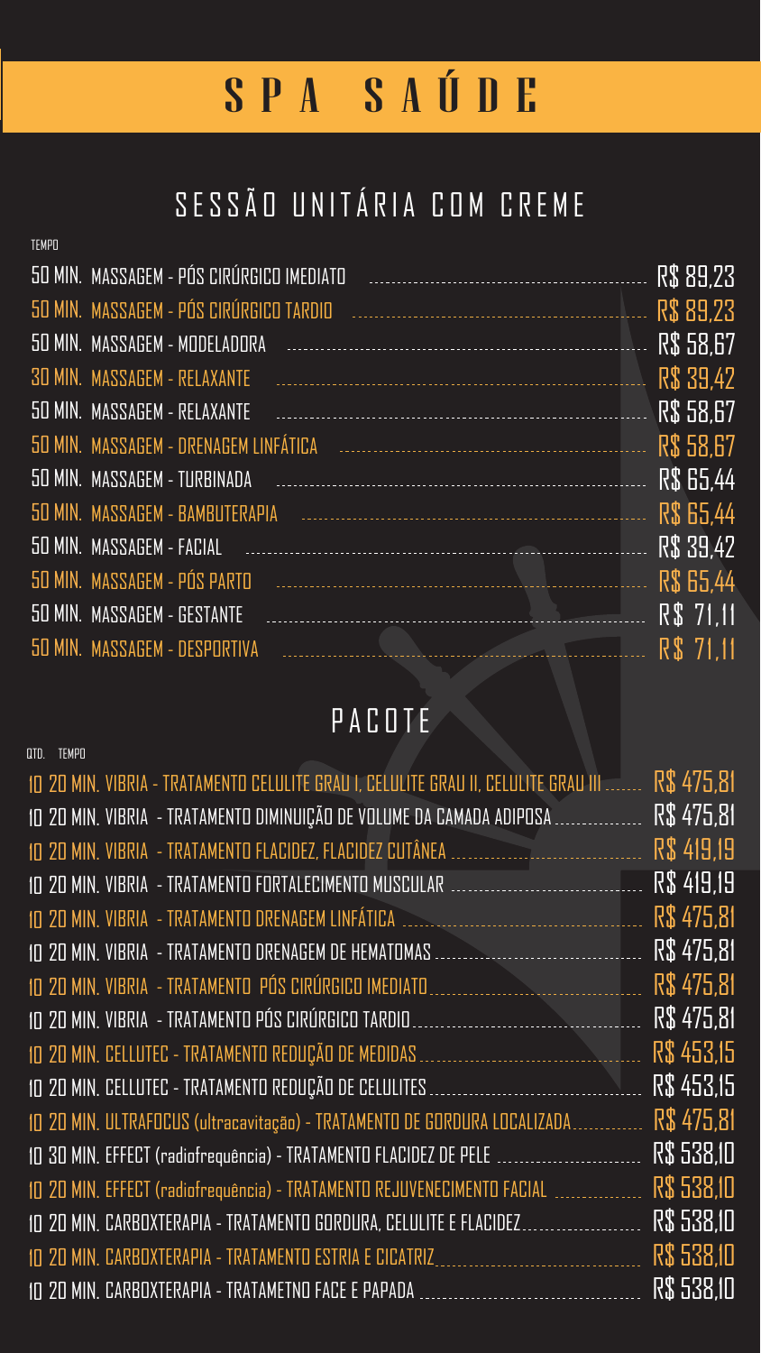# SPA SAÚDE

## SESSÃO UNITÁRIA COM CREME

| TEMPO | | |
|---|---|---|
| 50 MIN. | MASSAGEM - PÓS CIRÚRGICO IMEDIATO | R$ 89,23 |
| 50 MIN. | MASSAGEM - PÓS CIRÚRGICO TARDIO | R$ 89,23 |
| 50 MIN. | MASSAGEM - MODELADORA | R$ 58,67 |
| 30 MIN. | MASSAGEM - RELAXANTE | R$ 39,42 |
| 50 MIN. | MASSAGEM - RELAXANTE | R$ 58,67 |
| 50 MIN. | MASSAGEM - DRENAGEM LINFÁTICA | R$ 58,67 |
| 50 MIN. | MASSAGEM - TURBINADA | R$ 65,44 |
| 50 MIN. | MASSAGEM - BAMBUTERAPIA | R$ 65,44 |
| 50 MIN. | MASSAGEM - FACIAL | R$ 39,42 |
| 50 MIN. | MASSAGEM - PÓS PARTO | R$ 65,44 |
| 50 MIN. | MASSAGEM - GESTANTE | R$ 71,11 |
| 50 MIN. | MASSAGEM - DESPORTIVA | R$ 71,11 |

## PACOTE

| QTD. | TEMPO | | |
|---|---|---|---|
| 10 | 20 MIN. | VIBRIA - TRATAMENTO CELULITE GRAU I, CELULITE GRAU II, CELULITE GRAU III | R$ 475,81 |
| 10 | 20 MIN. | VIBRIA - TRATAMENTO DIMINUIÇÃO DE VOLUME DA CAMADA ADIPOSA | R$ 475,81 |
| 10 | 20 MIN. | VIBRIA - TRATAMENTO FLACIDEZ, FLACIDEZ CUTÂNEA | R$ 419,19 |
| 10 | 20 MIN. | VIBRIA - TRATAMENTO FORTALECIMENTO MUSCULAR | R$ 419,19 |
| 10 | 20 MIN. | VIBRIA - TRATAMENTO DRENAGEM LINFÁTICA | R$ 475,81 |
| 10 | 20 MIN. | VIBRIA - TRATAMENTO DRENAGEM DE HEMATOMAS | R$ 475,81 |
| 10 | 20 MIN. | VIBRIA - TRATAMENTO PÓS CIRÚRGICO IMEDIATO | R$ 475,81 |
| 10 | 20 MIN. | VIBRIA - TRATAMENTO PÓS CIRÚRGICO TARDIO | R$ 475,81 |
| 10 | 20 MIN. | CELLUTEC - TRATAMENTO REDUÇÃO DE MEDIDAS | R$ 453,15 |
| 10 | 20 MIN. | CELLUTEC - TRATAMENTO REDUÇÃO DE CELULITES | R$ 453,15 |
| 10 | 20 MIN. | ULTRAFOCUS (ultracavitação) - TRATAMENTO DE GORDURA LOCALIZADA | R$ 475,81 |
| 10 | 30 MIN. | EFFECT (radiofrequência) - TRATAMENTO FLACIDEZ DE PELE | R$ 538,10 |
| 10 | 20 MIN. | EFFECT (radiofrequência) - TRATAMENTO REJUVENECIMENTO FACIAL | R$ 538,10 |
| 10 | 20 MIN. | CARBOXTERAPIA - TRATAMENTO GORDURA, CELULITE E FLACIDEZ | R$ 538,10 |
| 10 | 20 MIN. | CARBOXTERAPIA - TRATAMENTO ESTRIA E CICATRIZ | R$ 538,10 |
| 10 | 20 MIN. | CARBOXTERAPIA - TRATAMETNO FACE E PAPADA | R$ 538,10 |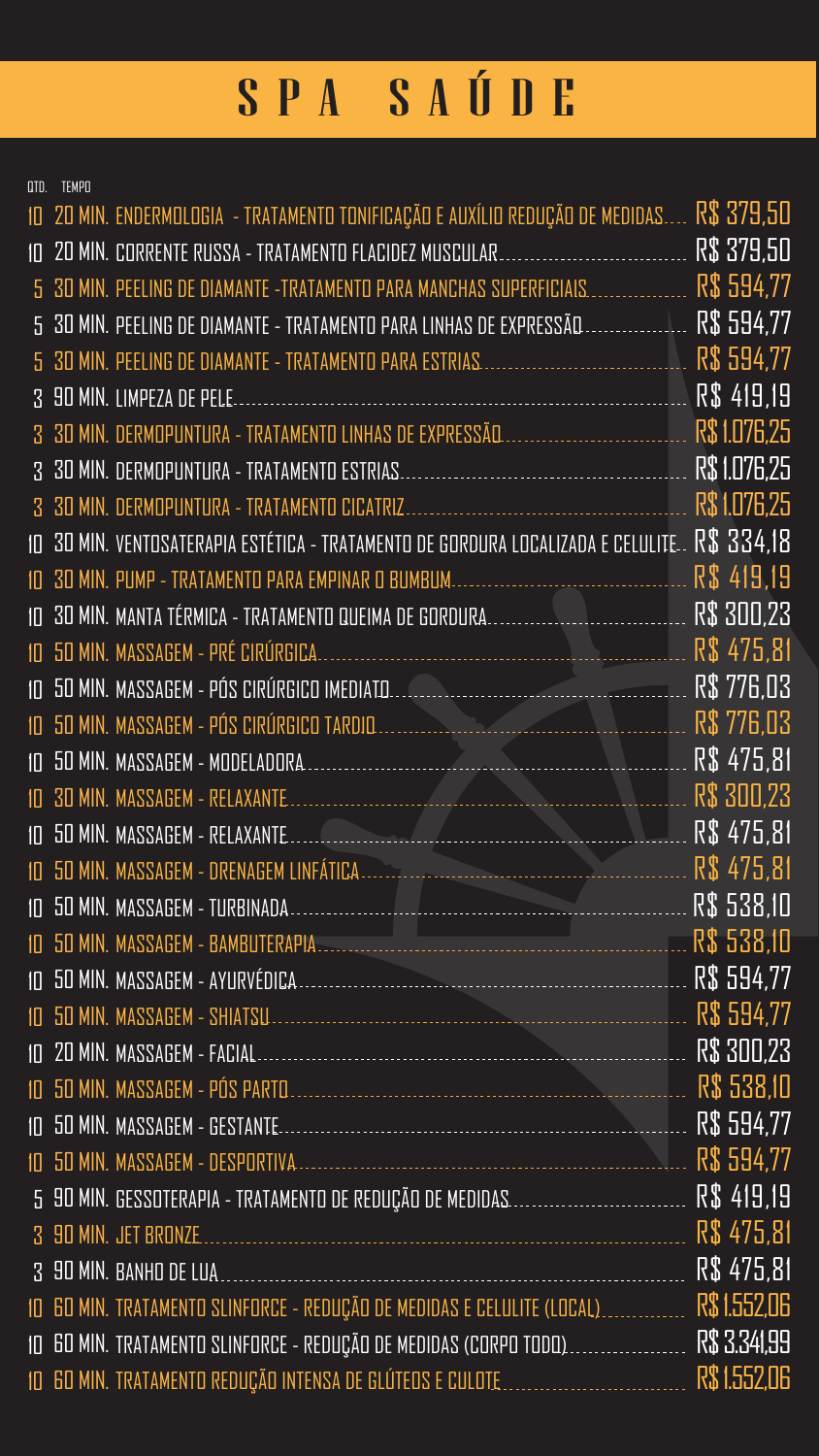# SPA SAÚDE

| QTD. | TEMPO | | |
|---|---|---|---|
| 10 | 20 MIN. | ENDERMOLOGIA - TRATAMENTO TONIFICAÇÃO E AUXÍLIO REDUÇÃO DE MEDIDAS | R$ 379,50 |
| 10 | 20 MIN. | CORRENTE RUSSA - TRATAMENTO FLACIDEZ MUSCULAR | R$ 379,50 |
| 5 | 30 MIN. | PEELING DE DIAMANTE -TRATAMENTO PARA MANCHAS SUPERFICIAIS | R$ 594,77 |
| 5 | 30 MIN. | PEELING DE DIAMANTE - TRATAMENTO PARA LINHAS DE EXPRESSÃO | R$ 594,77 |
| 5 | 30 MIN. | PEELING DE DIAMANTE - TRATAMENTO PARA ESTRIAS | R$ 594,77 |
| 3 | 90 MIN. | LIMPEZA DE PELE | R$ 419,19 |
| 3 | 30 MIN. | DERMOPUNTURA - TRATAMENTO LINHAS DE EXPRESSÃO | R$ 1.076,25 |
| 3 | 30 MIN. | DERMOPUNTURA - TRATAMENTO ESTRIAS | R$ 1.076,25 |
| 3 | 30 MIN. | DERMOPUNTURA - TRATAMENTO CICATRIZ | R$ 1.076,25 |
| 10 | 30 MIN. | VENTOSATERAPIA ESTÉTICA - TRATAMENTO DE GORDURA LOCALIZADA E CELULITE | R$ 334,18 |
| 10 | 30 MIN. | PUMP - TRATAMENTO PARA EMPINAR O BUMBUM | R$ 419,19 |
| 10 | 30 MIN. | MANTA TÉRMICA - TRATAMENTO QUEIMA DE GORDURA | R$ 300,23 |
| 10 | 50 MIN. | MASSAGEM - PRÉ CIRÚRGICA | R$ 475,81 |
| 10 | 50 MIN. | MASSAGEM - PÓS CIRÚRGICO IMEDIATO | R$ 776,03 |
| 10 | 50 MIN. | MASSAGEM - PÓS CIRÚRGICO TARDIO | R$ 776,03 |
| 10 | 50 MIN. | MASSAGEM - MODELADORA | R$ 475,81 |
| 10 | 30 MIN. | MASSAGEM - RELAXANTE | R$ 300,23 |
| 10 | 50 MIN. | MASSAGEM - RELAXANTE | R$ 475,81 |
| 10 | 50 MIN. | MASSAGEM - DRENAGEM LINFÁTICA | R$ 475,81 |
| 10 | 50 MIN. | MASSAGEM - TURBINADA | R$ 538,10 |
| 10 | 50 MIN. | MASSAGEM - BAMBUTERAPIA | R$ 538,10 |
| 10 | 50 MIN. | MASSAGEM - AYURVÉDICA | R$ 594,77 |
| 10 | 50 MIN. | MASSAGEM - SHIATSU | R$ 594,77 |
| 10 | 20 MIN. | MASSAGEM - FACIAL | R$ 300,23 |
| 10 | 50 MIN. | MASSAGEM - PÓS PARTO | R$ 538,10 |
| 10 | 50 MIN. | MASSAGEM - GESTANTE | R$ 594,77 |
| 10 | 50 MIN. | MASSAGEM - DESPORTIVA | R$ 594,77 |
| 5 | 90 MIN. | GESSOTERAPIA - TRATAMENTO DE REDUÇÃO DE MEDIDAS | R$ 419,19 |
| 3 | 90 MIN. | JET BRONZE | R$ 475,81 |
| 3 | 90 MIN. | BANHO DE LUA | R$ 475,81 |
| 10 | 60 MIN. | TRATAMENTO SLINFORCE - REDUÇÃO DE MEDIDAS E CELULITE (LOCAL) | R$ 1.552,06 |
| 10 | 60 MIN. | TRATAMENTO SLINFORCE - REDUÇÃO DE MEDIDAS (CORPO TODO) | R$ 3.341,99 |
| 10 | 60 MIN. | TRATAMENTO REDUÇÃO INTENSA DE GLÚTEOS E CULOTE | R$ 1.552,06 |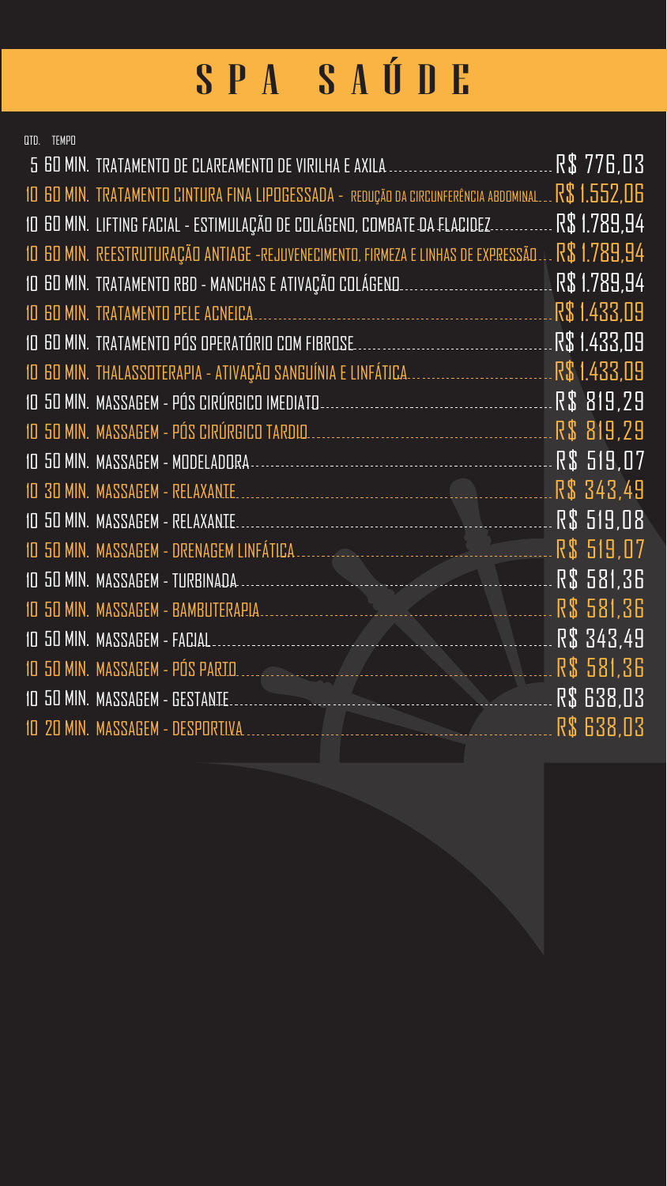# SPA SAÚDE

| QTD. | TEMPO | | |
|---|---|---|---|
| 5 | 60 MIN. | TRATAMENTO DE CLAREAMENTO DE VIRILHA E AXILA | R$ 776,03 |
| 10 | 60 MIN. | TRATAMENTO CINTURA FINA LIPOGESSADA - REDUÇÃO DA CIRCUNFERÊNCIA ABDOMINAL | R$ 1.552,06 |
| 10 | 60 MIN. | LIFTING FACIAL - ESTIMULAÇÃO DE COLÁGENO, COMBATE DA FLACIDEZ | R$ 1.789,94 |
| 10 | 60 MIN. | REESTRUTURAÇÃO ANTIAGE -REJUVENECIMENTO, FIRMEZA E LINHAS DE EXPRESSÃO | R$ 1.789,94 |
| 10 | 60 MIN. | TRATAMENTO RBD - MANCHAS E ATIVAÇÃO COLÁGENO | R$ 1.789,94 |
| 10 | 60 MIN. | TRATAMENTO PELE ACNEICA | R$ 1.433,09 |
| 10 | 60 MIN. | TRATAMENTO PÓS OPERATÓRIO COM FIBROSE | R$ 1.433,09 |
| 10 | 60 MIN. | THALASSOTERAPIA - ATIVAÇÃO SANGUÍNIA E LINFÁTICA | R$ 1.433,09 |
| 10 | 50 MIN. | MASSAGEM - PÓS CIRÚRGICO IMEDIATO | R$ 819,29 |
| 10 | 50 MIN. | MASSAGEM - PÓS CIRÚRGICO TARDIO | R$ 819,29 |
| 10 | 50 MIN. | MASSAGEM - MODELADORA | R$ 519,07 |
| 10 | 30 MIN. | MASSAGEM - RELAXANTE | R$ 343,49 |
| 10 | 50 MIN. | MASSAGEM - RELAXANTE | R$ 519,08 |
| 10 | 50 MIN. | MASSAGEM - DRENAGEM LINFÁTICA | R$ 519,07 |
| 10 | 50 MIN. | MASSAGEM - TURBINADA | R$ 581,36 |
| 10 | 50 MIN. | MASSAGEM - BAMBUTERAPIA | R$ 581,36 |
| 10 | 50 MIN. | MASSAGEM - FACIAL | R$ 343,49 |
| 10 | 50 MIN. | MASSAGEM - PÓS PARTO | R$ 581,36 |
| 10 | 50 MIN. | MASSAGEM - GESTANTE | R$ 638,03 |
| 10 | 20 MIN. | MASSAGEM - DESPORTIVA | R$ 638,03 |